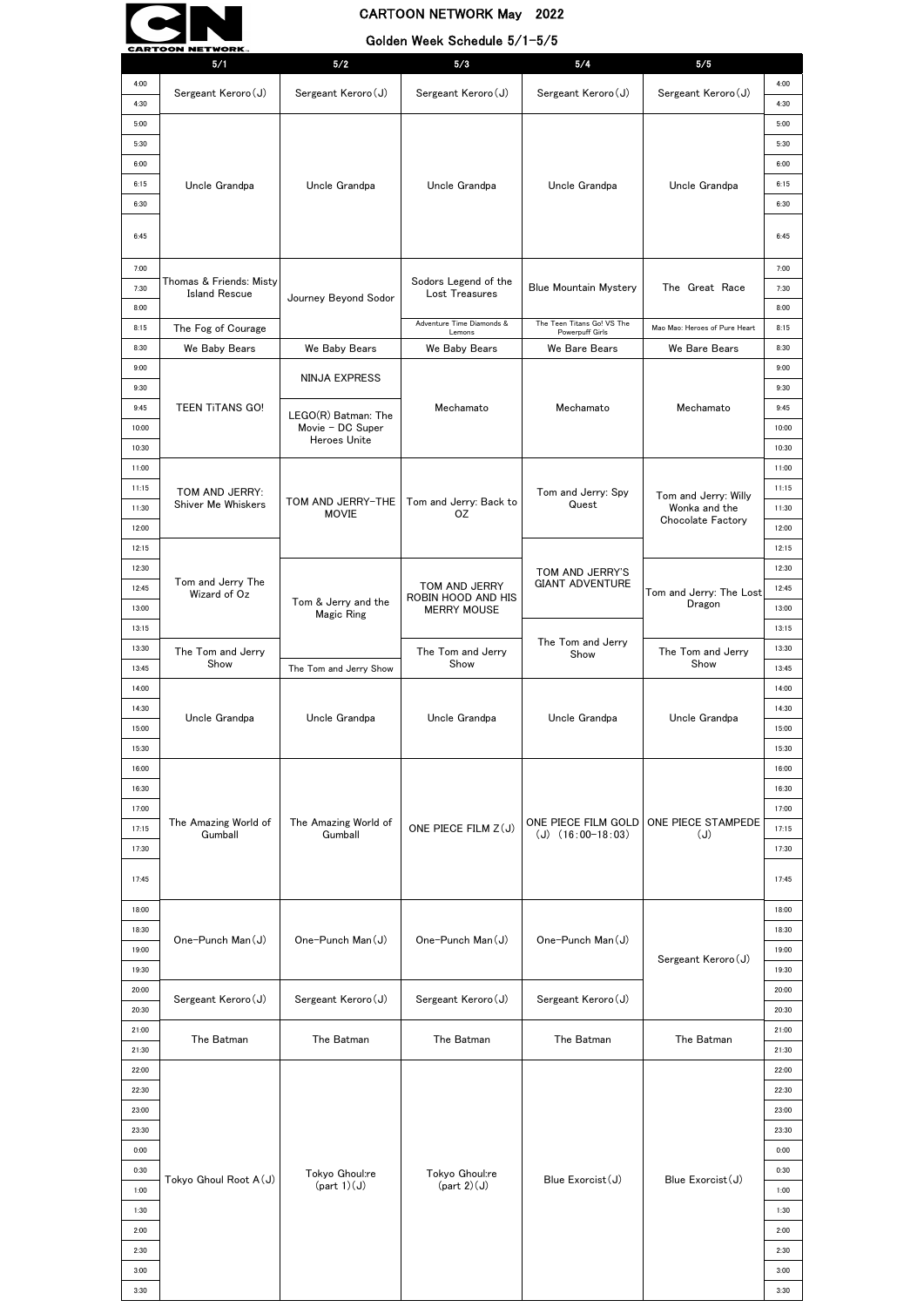# CARTOON NETWORK May 2022

## Golden Week Schedule 5/1-5/5

| | 5/1 | 5/2 | 5/3 | 5/4 | 5/5 | |
|---|---|---|---|---|---|---|
| 4:00 | Sergeant Keroro(J) | Sergeant Keroro(J) | Sergeant Keroro(J) | Sergeant Keroro(J) | Sergeant Keroro(J) | 4:00 |
| 4:30 | | | | | | 4:30 |
| 5:00 | Uncle Grandpa | Uncle Grandpa | Uncle Grandpa | Uncle Grandpa | Uncle Grandpa | 5:00 |
| 5:30 | | | | | | 5:30 |
| 6:00 | | | | | | 6:00 |
| 6:15 | | | | | | 6:15 |
| 6:30 | | | | | | 6:30 |
| 6:45 | | | | | | 6:45 |
| 7:00 | Thomas & Friends: Misty Island Rescue | Journey Beyond Sodor | Sodors Legend of the Lost Treasures | Blue Mountain Mystery | The Great Race | 7:00 |
| 7:30 | | | | | | 7:30 |
| 8:00 | | | | | | 8:00 |
| 8:15 | The Fog of Courage | | Adventure Time Diamonds & Lemons | The Teen Titans Go! VS The Powerpuff Girls | Mao Mao: Heroes of Pure Heart | 8:15 |
| 8:30 | We Baby Bears | We Baby Bears | We Baby Bears | We Bare Bears | We Bare Bears | 8:30 |
| 9:00 | TEEN TiTANS GO! | NINJA EXPRESS | Mechamato | Mechamato | Mechamato | 9:00 |
| 9:30 | | | | | | 9:30 |
| 9:45 | | LEGO(R) Batman: The Movie - DC Super Heroes Unite | | | | 9:45 |
| 10:00 | | | | | | 10:00 |
| 10:30 | | | | | | 10:30 |
| 11:00 | TOM AND JERRY: Shiver Me Whiskers | TOM AND JERRY-THE MOVIE | Tom and Jerry: Back to OZ | Tom and Jerry: Spy Quest | Tom and Jerry: Willy Wonka and the Chocolate Factory | 11:00 |
| 11:15 | | | | | | 11:15 |
| 11:30 | | | | | | 11:30 |
| 12:00 | | | | | | 12:00 |
| 12:15 | Tom and Jerry The Wizard of Oz | | | TOM AND JERRY'S GIANT ADVENTURE | | 12:15 |
| 12:30 | | Tom & Jerry and the Magic Ring | TOM AND JERRY ROBIN HOOD AND HIS MERRY MOUSE | | Tom and Jerry: The Lost Dragon | 12:30 |
| 12:45 | | | | | | 12:45 |
| 13:00 | | | | | | 13:00 |
| 13:15 | | | | The Tom and Jerry Show | | 13:15 |
| 13:30 | The Tom and Jerry Show | | The Tom and Jerry Show | | The Tom and Jerry Show | 13:30 |
| 13:45 | | The Tom and Jerry Show | | | | 13:45 |
| 14:00 | Uncle Grandpa | Uncle Grandpa | Uncle Grandpa | Uncle Grandpa | Uncle Grandpa | 14:00 |
| 14:30 | | | | | | 14:30 |
| 15:00 | | | | | | 15:00 |
| 15:30 | | | | | | 15:30 |
| 16:00 | The Amazing World of Gumball | The Amazing World of Gumball | ONE PIECE FILM Z(J) | ONE PIECE FILM GOLD (J) (16:00-18:03) | ONE PIECE STAMPEDE (J) | 16:00 |
| 16:30 | | | | | | 16:30 |
| 17:00 | | | | | | 17:00 |
| 17:15 | | | | | | 17:15 |
| 17:30 | | | | | | 17:30 |
| 17:45 | | | | | | 17:45 |
| 18:00 | One-Punch Man(J) | One-Punch Man(J) | One-Punch Man(J) | One-Punch Man(J) | Sergeant Keroro(J) | 18:00 |
| 18:30 | | | | | | 18:30 |
| 19:00 | | | | | | 19:00 |
| 19:30 | | | | | | 19:30 |
| 20:00 | Sergeant Keroro(J) | Sergeant Keroro(J) | Sergeant Keroro(J) | Sergeant Keroro(J) | | 20:00 |
| 20:30 | | | | | | 20:30 |
| 21:00 | The Batman | The Batman | The Batman | The Batman | The Batman | 21:00 |
| 21:30 | | | | | | 21:30 |
| 22:00 | Tokyo Ghoul Root A(J) | Tokyo Ghoul:re (part 1)(J) | Tokyo Ghoul:re (part 2)(J) | Blue Exorcist(J) | Blue Exorcist(J) | 22:00 |
| 22:30 | | | | | | 22:30 |
| 23:00 | | | | | | 23:00 |
| 23:30 | | | | | | 23:30 |
| 0:00 | | | | | | 0:00 |
| 0:30 | | | | | | 0:30 |
| 1:00 | | | | | | 1:00 |
| 1:30 | | | | | | 1:30 |
| 2:00 | | | | | | 2:00 |
| 2:30 | | | | | | 2:30 |
| 3:00 | | | | | | 3:00 |
| 3:30 | | | | | | 3:30 |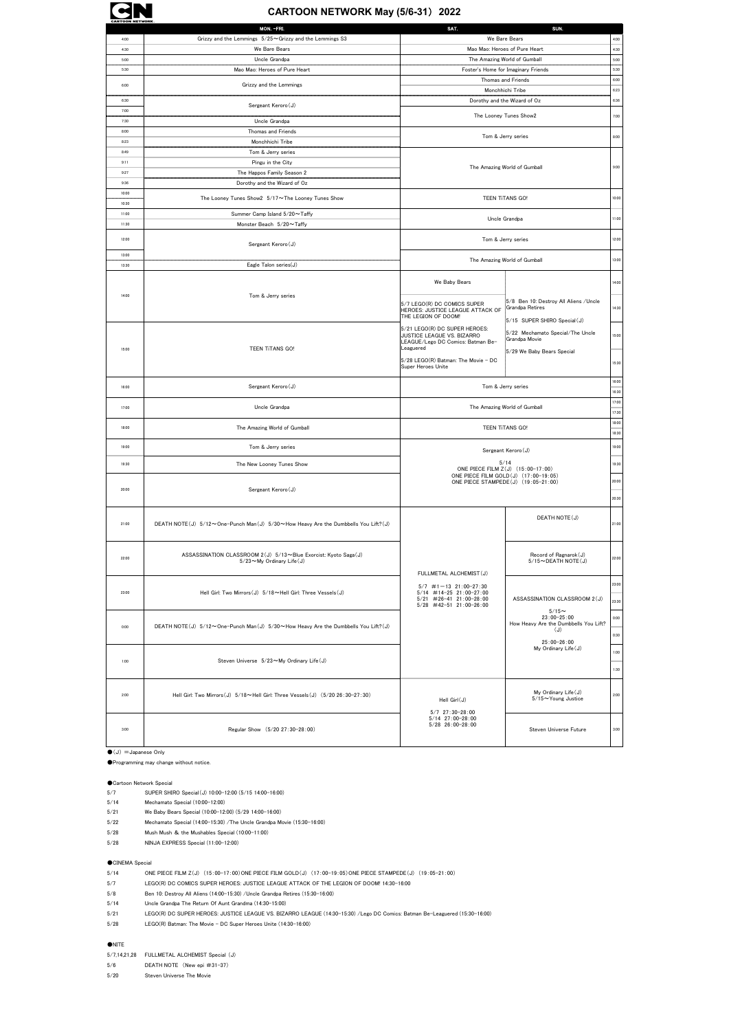# CARTOON NETWORK May (5/6-31) 2022

| | MON.-FRI. | SAT. | SUN. | |
|---|---|---|---|---|
| 4:00 | Grizzy and the Lemmings 5/25～Grizzy and the Lemmings S3 | We Bare Bears | | 4:00 |
| 4:30 | We Bare Bears | Mao Mao: Heroes of Pure Heart | | 4:30 |
| 5:00 | Uncle Grandpa | The Amazing World of Gumball | | 5:00 |
| 5:30 | Mao Mao: Heroes of Pure Heart | Foster's Home for Imaginary Friends | | 5:30 |
| 6:00 | Grizzy and the Lemmings | Thomas and Friends | | 6:00 |
| 6:23 | | Monchhichi Tribe | | 6:23 |
| 6:30 | Sergeant Keroro(J) | Dorothy and the Wizard of Oz | | 6:36 |
| 7:00 | | The Looney Tunes Show2 | | 7:00 |
| 7:30 | Uncle Grandpa | | | |
| 8:00 | Thomas and Friends | Tom & Jerry series | | 8:00 |
| 8:23 | Monchhichi Tribe | | | |
| 8:49 | Tom & Jerry series | | | |
| 9:11 | Pingu in the City | The Amazing World of Gumball | | 9:00 |
| 9:27 | The Happos Family Season 2 | | | |
| 9:36 | Dorothy and the Wizard of Oz | | | |
| 10:00 | The Looney Tunes Show2 5/17～The Looney Tunes Show | TEEN TITANS GO! | | 10:00 |
| 10:30 | | | | |
| 11:00 | Summer Camp Island 5/20～Taffy | Uncle Grandpa | | 11:00 |
| 11:30 | Monster Beach 5/20～Taffy | | | |
| 12:00 | Sergeant Keroro(J) | Tom & Jerry series | | 12:00 |
| 13:00 | | The Amazing World of Gumball | | 13:00 |
| 13:30 | Eagle Talon series(J) | | | |
| 14:00 | Tom & Jerry series | We Baby Bears | | 14:00 |
| | | 5/7 LEGO(R) DC COMICS SUPER HEROES: JUSTICE LEAGUE ATTACK OF THE LEGION OF DOOM! | 5/8 Ben 10: Destroy All Aliens /Uncle Grandpa Retires<br>5/15 SUPER SHIRO Special(J) | 14:30 |
| 15:00 | TEEN TITANS GO! | 5/21 LEGO(R) DC SUPER HEROES: JUSTICE LEAGUE VS. BIZARRO LEAGUE/Lego DC Comics: Batman Be-Leaguered | 5/22 Mechamato Special/The Uncle Grandpa Movie<br>5/29 We Baby Bears Special | 15:00 |
| | | 5/28 LEGO(R) Batman: The Movie - DC Super Heroes Unite | | 15:30 |
| 16:00 | Sergeant Keroro(J) | Tom & Jerry series | | 16:00 |
| | | | | 16:30 |
| 17:00 | Uncle Grandpa | The Amazing World of Gumball | | 17:00 |
| | | | | 17:30 |
| 18:00 | The Amazing World of Gumball | TEEN TITANS GO! | | 18:00 |
| | | | | 18:30 |
| 19:00 | Tom & Jerry series | Sergeant Keroro(J) | | 19:00 |
| 19:30 | The New Looney Tunes Show | 5/14<br>ONE PIECE FILM Z(J) (15:00-17:00)<br>ONE PIECE FILM GOLD(J) (17:00-19:05)<br>ONE PIECE STAMPEDE(J) (19:05-21:00) | | 19:30 |
| 20:00 | Sergeant Keroro(J) | | | 20:00 |
| | | | | 20:30 |
| 21:00 | DEATH NOTE(J) 5/12～One-Punch Man(J) 5/30～How Heavy Are the Dumbbells You Lift?(J) | FULLMETAL ALCHEMIST(J)<br>5/7 #1-13 21:00-27:30<br>5/14 #14-25 21:00-27:00<br>5/21 #26-41 21:00-28:00<br>5/28 #42-51 21:00-26:00 | DEATH NOTE(J) | 21:00 |
| 22:00 | ASSASSINATION CLASSROOM 2(J) 5/13～Blue Exorcist: Kyoto Saga(J) 5/23～My Ordinary Life(J) | | Record of Ragnarok(J) 5/15～DEATH NOTE(J) | 22:00 |
| 23:00 | Hell Girl: Two Mirrors(J) 5/18～Hell Girl: Three Vessels(J) | | ASSASSINATION CLASSROOM 2(J) | 23:00 |
| | | | | 23:30 |
| 0:00 | DEATH NOTE(J) 5/12～One-Punch Man(J) 5/30～How Heavy Are the Dumbbells You Lift?(J) | | 5/15～<br>23:00-25:00<br>How Heavy Are the Dumbbells You Lift?(J)<br>25:00-26:00<br>My Ordinary Life(J) | 0:00 |
| | | | | 0:30 |
| 1:00 | Steven Universe 5/23～My Ordinary Life(J) | | | 1:00 |
| | | | | 1:30 |
| 2:00 | Hell Girl: Two Mirrors(J) 5/18～Hell Girl: Three Vessels(J) (5/20 26:30-27:30) | Hell Girl(J)<br>5/7 27:30-28:00<br>5/14 27:00-28:00<br>5/28 26:00-28:00 | My Ordinary Life(J) 5/15～Young Justice | 2:00 |
| 3:00 | Regular Show (5/20 27:30-28:00) | | Steven Universe Future | 3:00 |

●(J) =Japanese Only

●Programming may change without notice.

●Cartoon Network Special

| | |
|---|---|
| 5/7 | SUPER SHIRO Special(J) 10:00-12:00 (5/15 14:00-16:00) |
| 5/14 | Mechamato Special (10:00-12:00) |
| 5/21 | We Baby Bears Special (10:00-12:00) (5/29 14:00-16:00) |
| 5/22 | Mechamato Special (14:00-15:30) /The Uncle Grandpa Movie (15:30-16:00) |
| 5/28 | Mush Mush & the Mushables Special (10:00-11:00) |
| 5/28 | NINJA EXPRESS Special (11:00-12:00) |

●CINEMA Special

| | |
|---|---|
| 5/14 | ONE PIECE FILM Z(J) (15:00-17:00) ONE PIECE FILM GOLD(J) (17:00-19:05) ONE PIECE STAMPEDE(J) (19:05-21:00) |
| 5/7 | LEGO(R) DC COMICS SUPER HEROES: JUSTICE LEAGUE ATTACK OF THE LEGION OF DOOM! 14:30-16:00 |
| 5/8 | Ben 10: Destroy All Aliens (14:00-15:30) /Uncle Grandpa Retires (15:30-16:00) |
| 5/14 | Uncle Grandpa The Return Of Aunt Grandma (14:30-15:00) |
| 5/21 | LEGO(R) DC SUPER HEROES: JUSTICE LEAGUE VS. BIZARRO LEAGUE (14:30-15:30) /Lego DC Comics: Batman Be-Leaguered (15:30-16:00) |
| 5/28 | LEGO(R) Batman: The Movie - DC Super Heroes Unite (14:30-16:00) |

●NITE

| | |
|---|---|
| 5/7,14,21,28 | FULLMETAL ALCHEMIST Special (J) |
| 5/6 | DEATH NOTE (New epi #31-37) |
| 5/20 | Steven Universe The Movie |